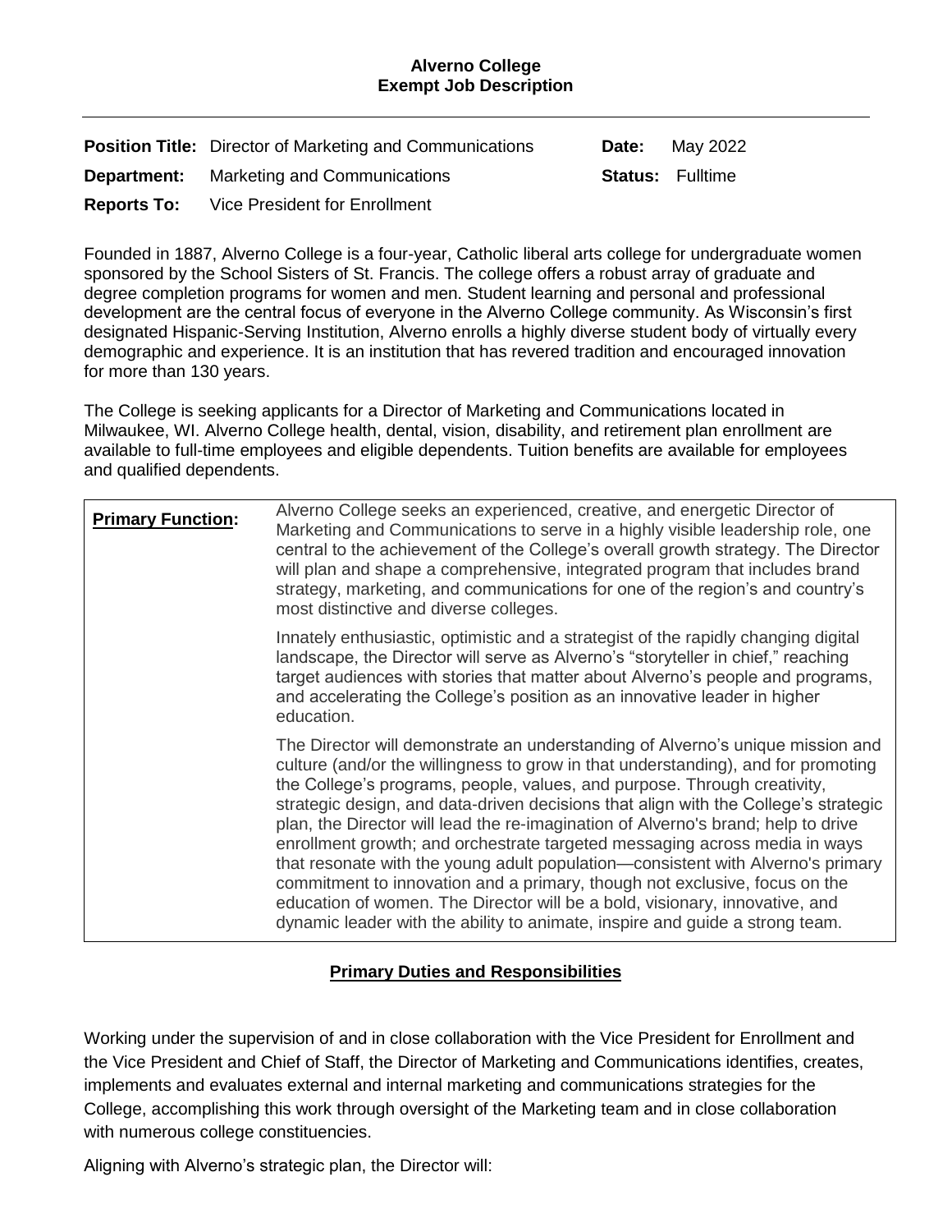# Alverno College
## Exempt Job Description

| | | | |
|---|---|---|---|
| **Position Title:** | Director of Marketing and Communications | **Date:** | May 2022 |
| **Department:** | Marketing and Communications | **Status:** | Fulltime |
| **Reports To:** | Vice President for Enrollment | | |

Founded in 1887, Alverno College is a four-year, Catholic liberal arts college for undergraduate women sponsored by the School Sisters of St. Francis. The college offers a robust array of graduate and degree completion programs for women and men. Student learning and personal and professional development are the central focus of everyone in the Alverno College community. As Wisconsin's first designated Hispanic-Serving Institution, Alverno enrolls a highly diverse student body of virtually every demographic and experience. It is an institution that has revered tradition and encouraged innovation for more than 130 years.

The College is seeking applicants for a Director of Marketing and Communications located in Milwaukee, WI. Alverno College health, dental, vision, disability, and retirement plan enrollment are available to full-time employees and eligible dependents. Tuition benefits are available for employees and qualified dependents.

| **Primary Function:** | |
|---|---|
| | Alverno College seeks an experienced, creative, and energetic Director of Marketing and Communications to serve in a highly visible leadership role, one central to the achievement of the College's overall growth strategy. The Director will plan and shape a comprehensive, integrated program that includes brand strategy, marketing, and communications for one of the region's and country's most distinctive and diverse colleges. |
| | Innately enthusiastic, optimistic and a strategist of the rapidly changing digital landscape, the Director will serve as Alverno's "storyteller in chief," reaching target audiences with stories that matter about Alverno's people and programs, and accelerating the College's position as an innovative leader in higher education. |
| | The Director will demonstrate an understanding of Alverno's unique mission and culture (and/or the willingness to grow in that understanding), and for promoting the College's programs, people, values, and purpose. Through creativity, strategic design, and data-driven decisions that align with the College's strategic plan, the Director will lead the re-imagination of Alverno's brand; help to drive enrollment growth; and orchestrate targeted messaging across media in ways that resonate with the young adult population—consistent with Alverno's primary commitment to innovation and a primary, though not exclusive, focus on the education of women. The Director will be a bold, visionary, innovative, and dynamic leader with the ability to animate, inspire and guide a strong team. |

## Primary Duties and Responsibilities

Working under the supervision of and in close collaboration with the Vice President for Enrollment and the Vice President and Chief of Staff, the Director of Marketing and Communications identifies, creates, implements and evaluates external and internal marketing and communications strategies for the College, accomplishing this work through oversight of the Marketing team and in close collaboration with numerous college constituencies.

Aligning with Alverno's strategic plan, the Director will: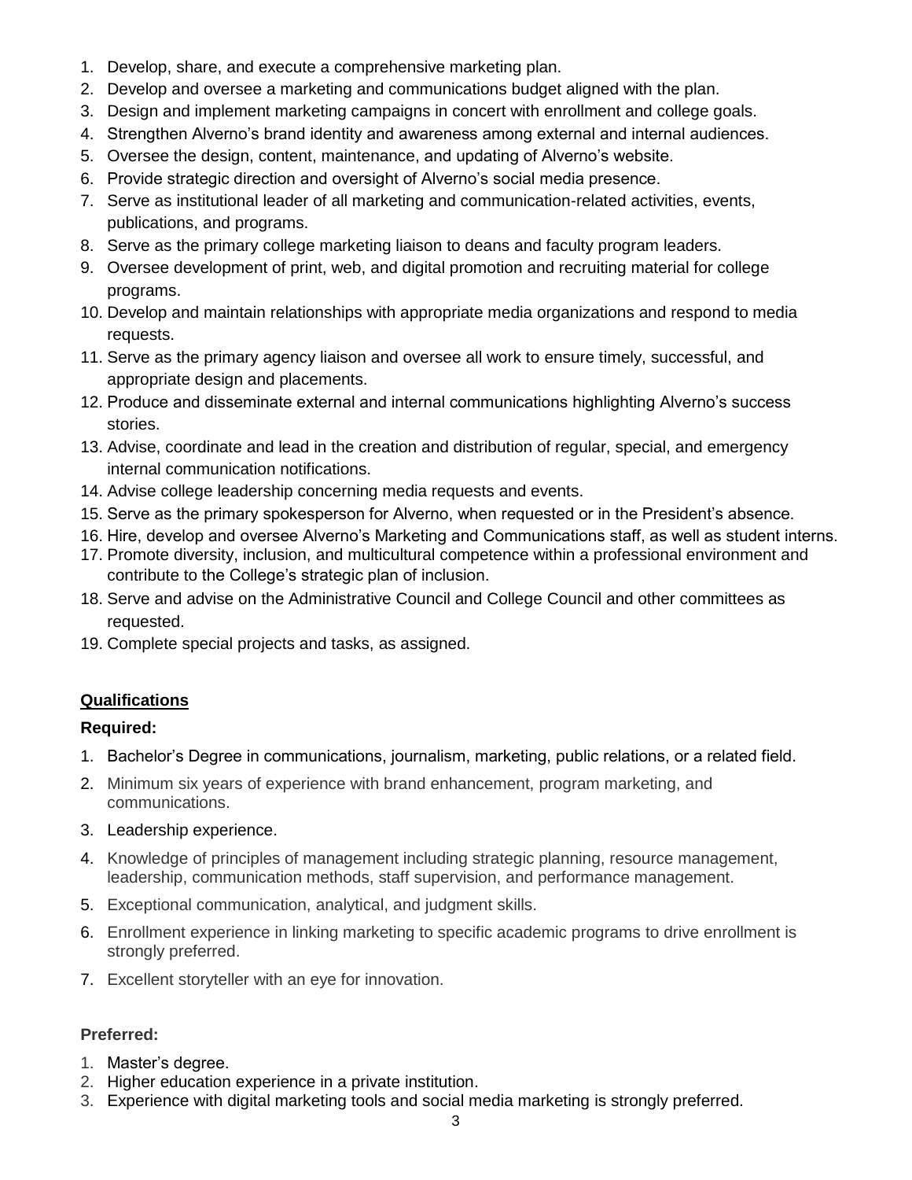1. Develop, share, and execute a comprehensive marketing plan.
2. Develop and oversee a marketing and communications budget aligned with the plan.
3. Design and implement marketing campaigns in concert with enrollment and college goals.
4. Strengthen Alverno's brand identity and awareness among external and internal audiences.
5. Oversee the design, content, maintenance, and updating of Alverno's website.
6. Provide strategic direction and oversight of Alverno's social media presence.
7. Serve as institutional leader of all marketing and communication-related activities, events, publications, and programs.
8. Serve as the primary college marketing liaison to deans and faculty program leaders.
9. Oversee development of print, web, and digital promotion and recruiting material for college programs.
10. Develop and maintain relationships with appropriate media organizations and respond to media requests.
11. Serve as the primary agency liaison and oversee all work to ensure timely, successful, and appropriate design and placements.
12. Produce and disseminate external and internal communications highlighting Alverno's success stories.
13. Advise, coordinate and lead in the creation and distribution of regular, special, and emergency internal communication notifications.
14. Advise college leadership concerning media requests and events.
15. Serve as the primary spokesperson for Alverno, when requested or in the President's absence.
16. Hire, develop and oversee Alverno's Marketing and Communications staff, as well as student interns.
17. Promote diversity, inclusion, and multicultural competence within a professional environment and contribute to the College's strategic plan of inclusion.
18. Serve and advise on the Administrative Council and College Council and other committees as requested.
19. Complete special projects and tasks, as assigned.

## Qualifications

**Required:**

1. Bachelor's Degree in communications, journalism, marketing, public relations, or a related field.
2. Minimum six years of experience with brand enhancement, program marketing, and communications.
3. Leadership experience.
4. Knowledge of principles of management including strategic planning, resource management, leadership, communication methods, staff supervision, and performance management.
5. Exceptional communication, analytical, and judgment skills.
6. Enrollment experience in linking marketing to specific academic programs to drive enrollment is strongly preferred.
7. Excellent storyteller with an eye for innovation.

**Preferred:**

1. Master's degree.
2. Higher education experience in a private institution.
3. Experience with digital marketing tools and social media marketing is strongly preferred.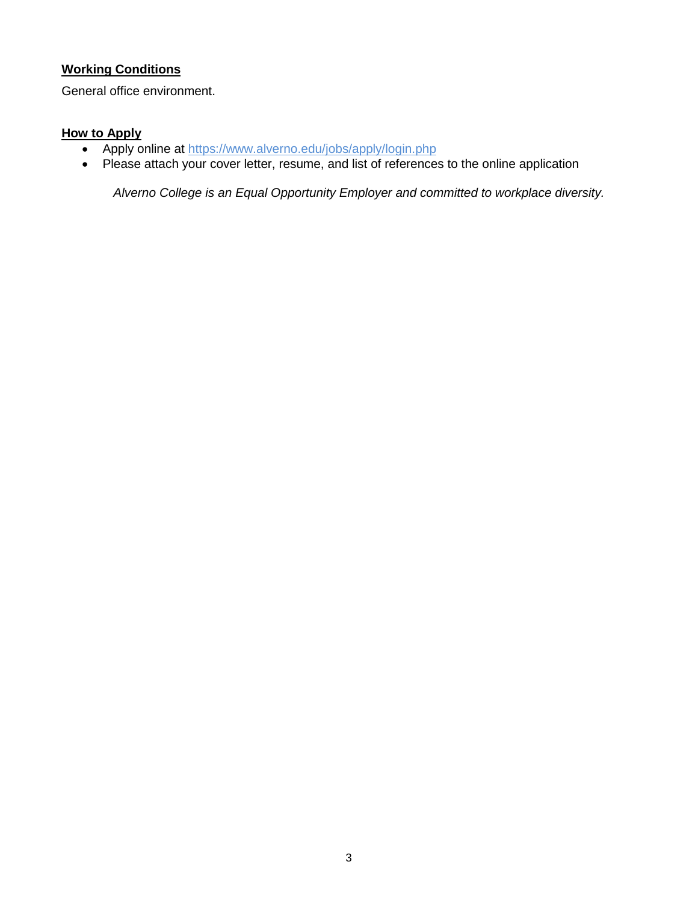## Working Conditions

General office environment.

## How to Apply

- Apply online at https://www.alverno.edu/jobs/apply/login.php
- Please attach your cover letter, resume, and list of references to the online application

*Alverno College is an Equal Opportunity Employer and committed to workplace diversity.*